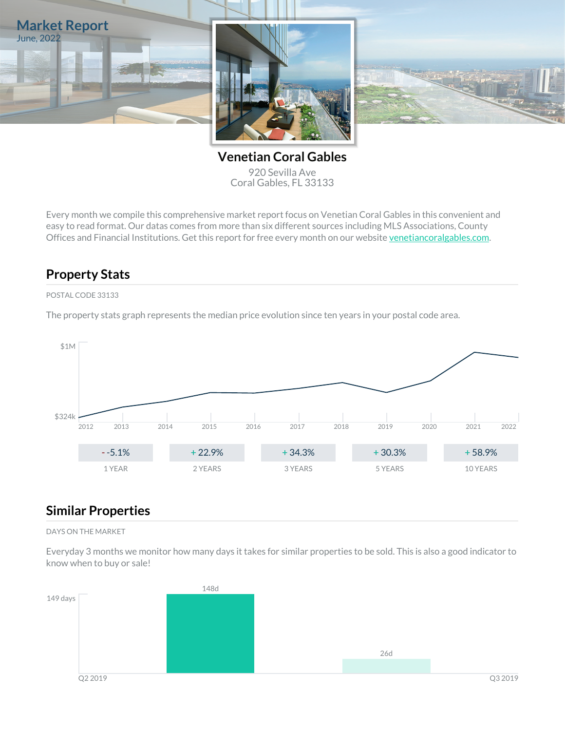# Market Report

June, 2022

## Venetian Coral Gables

920 Sevilla Ave
Coral Gables, FL 33133

Every month we compile this comprehensive market report focus on Venetian Coral Gables in this convenient and easy to read format. Our datas comes from more than six different sources including MLS Associations, County Offices and Financial Institutions. Get this report for free every month on our website [venetiancoralgables.com](venetiancoralgables.com).

## Property Stats

POSTAL CODE 33133

The property stats graph represents the median price evolution since ten years in your postal code area.

$1M

$324k

2012 2013 2014 2015 2016 2017 2018 2019 2020 2021 2022

| - -5.1% | + 22.9% | + 34.3% | + 30.3% | + 58.9% |
|---|---|---|---|---|
| 1 YEAR | 2 YEARS | 3 YEARS | 5 YEARS | 10 YEARS |

## Similar Properties

DAYS ON THE MARKET

Everyday 3 months we monitor how many days it takes for similar properties to be sold. This is also a good indicator to know when to buy or sale!

149 days

148d

26d

Q2 2019 Q3 2019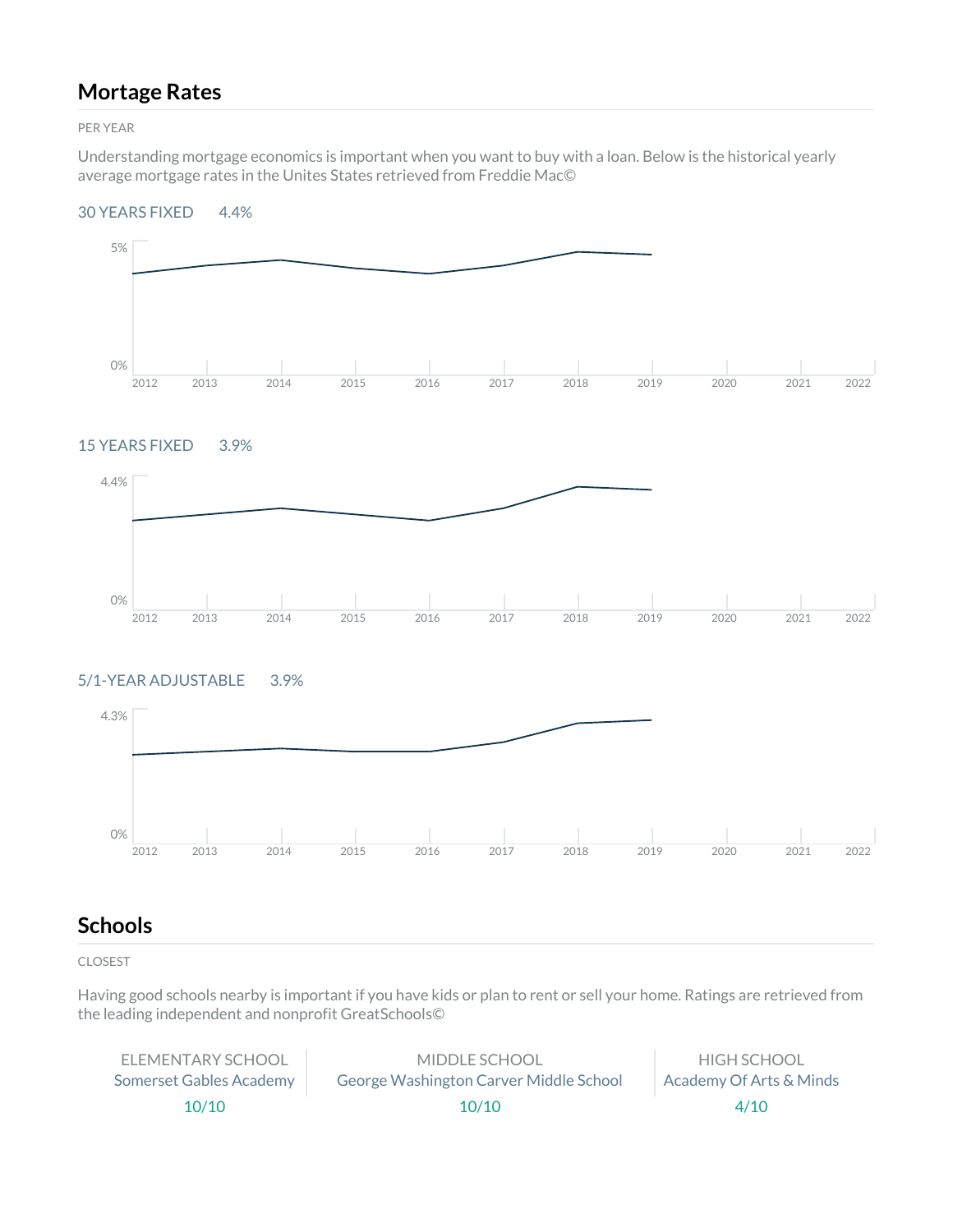## Mortage Rates

PER YEAR

Understanding mortgage economics is important when you want to buy with a loan. Below is the historical yearly average mortgage rates in the Unites States retrieved from Freddie Mac©

30 YEARS FIXED 4.4%

15 YEARS FIXED 3.9%

5/1-YEAR ADJUSTABLE 3.9%

## Schools

CLOSEST

Having good schools nearby is important if you have kids or plan to rent or sell your home. Ratings are retrieved from the leading independent and nonprofit GreatSchools©

| ELEMENTARY SCHOOL | MIDDLE SCHOOL | HIGH SCHOOL |
|---|---|---|
| Somerset Gables Academy | George Washington Carver Middle School | Academy Of Arts & Minds |
| 10/10 | 10/10 | 4/10 |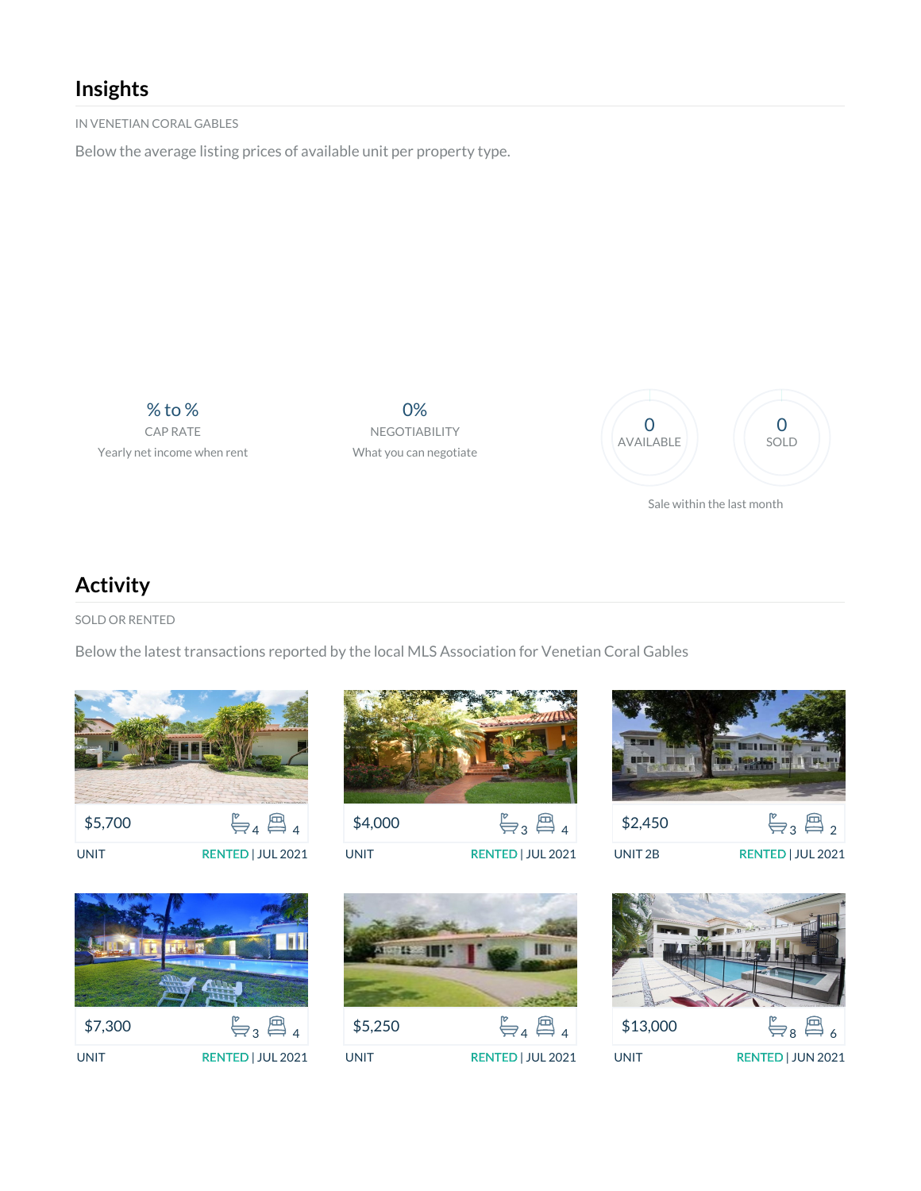## Insights

IN VENETIAN CORAL GABLES

Below the average listing prices of available unit per property type.

% to %
CAP RATE
Yearly net income when rent

0%
NEGOTIABILITY
What you can negotiate

0
AVAILABLE

0
SOLD

Sale within the last month

## Activity

SOLD OR RENTED

Below the latest transactions reported by the local MLS Association for Venetian Coral Gables

| Price | Baths | Beds | Unit | Status |
| --- | --- | --- | --- | --- |
| $5,700 | 4 | 4 | UNIT | RENTED \| JUL 2021 |
| $4,000 | 3 | 4 | UNIT | RENTED \| JUL 2021 |
| $2,450 | 3 | 2 | UNIT 2B | RENTED \| JUL 2021 |
| $7,300 | 3 | 4 | UNIT | RENTED \| JUL 2021 |
| $5,250 | 4 | 4 | UNIT | RENTED \| JUL 2021 |
| $13,000 | 8 | 6 | UNIT | RENTED \| JUN 2021 |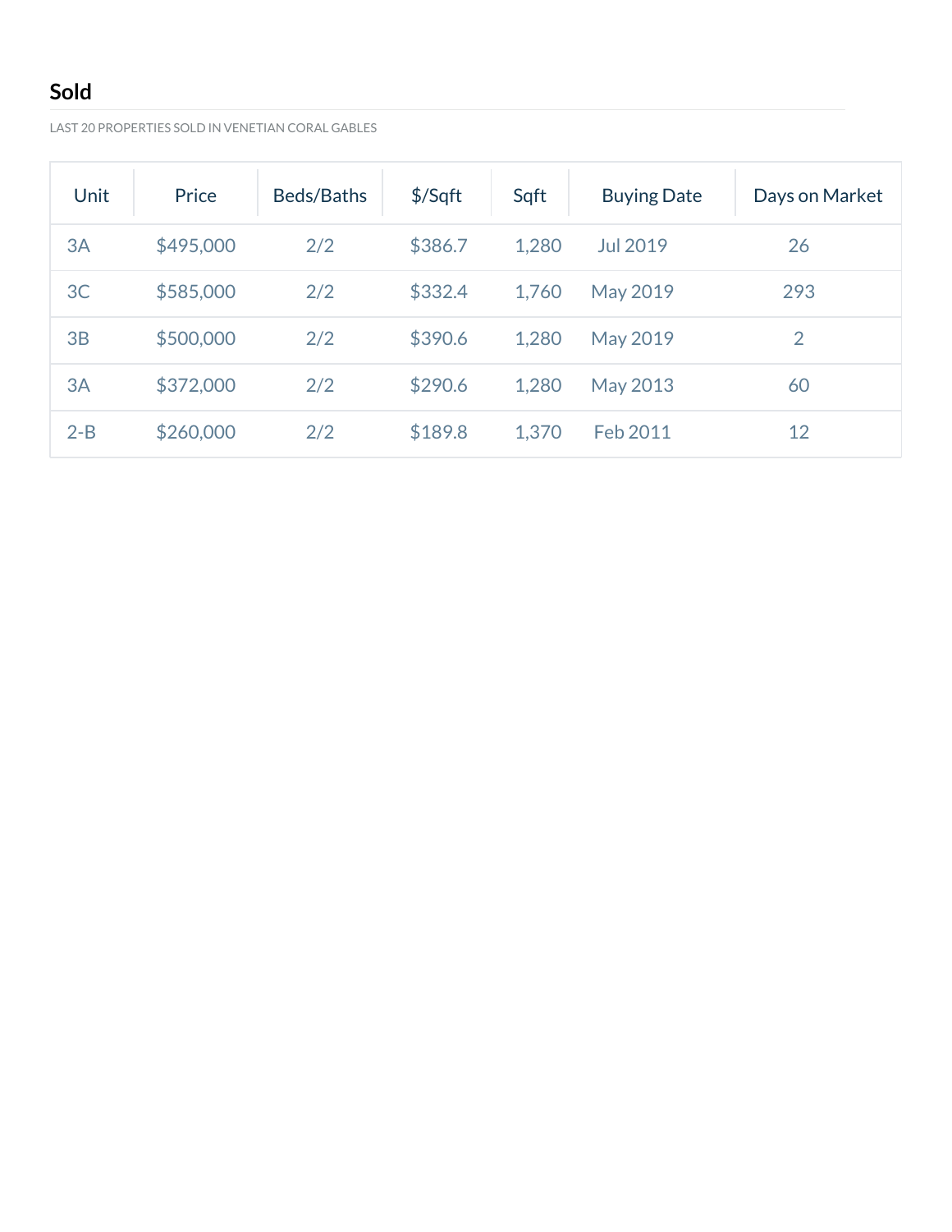## Sold

LAST 20 PROPERTIES SOLD IN VENETIAN CORAL GABLES

| Unit | Price | Beds/Baths | $/Sqft | Sqft | Buying Date | Days on Market |
|---|---|---|---|---|---|---|
| 3A | $495,000 | 2/2 | $386.7 | 1,280 | Jul 2019 | 26 |
| 3C | $585,000 | 2/2 | $332.4 | 1,760 | May 2019 | 293 |
| 3B | $500,000 | 2/2 | $390.6 | 1,280 | May 2019 | 2 |
| 3A | $372,000 | 2/2 | $290.6 | 1,280 | May 2013 | 60 |
| 2-B | $260,000 | 2/2 | $189.8 | 1,370 | Feb 2011 | 12 |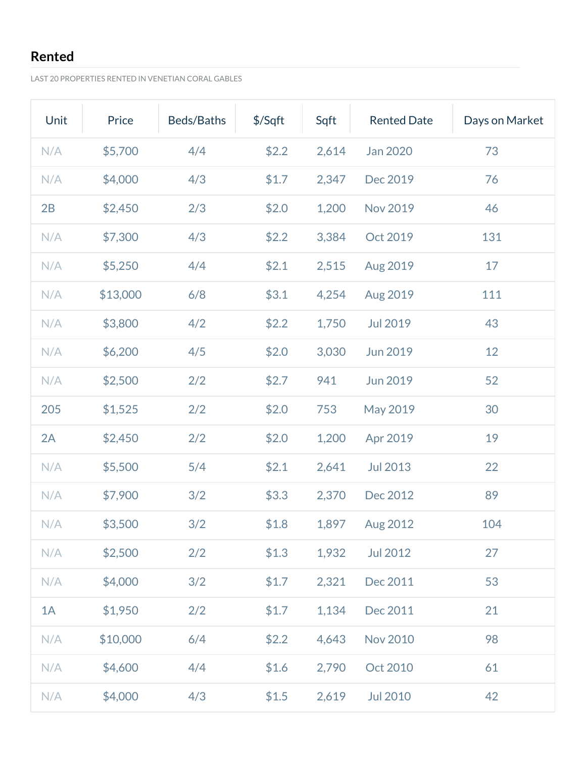## Rented

LAST 20 PROPERTIES RENTED IN VENETIAN CORAL GABLES

| Unit | Price | Beds/Baths | $/Sqft | Sqft | Rented Date | Days on Market |
|---|---|---|---|---|---|---|
| N/A | $5,700 | 4/4 | $2.2 | 2,614 | Jan 2020 | 73 |
| N/A | $4,000 | 4/3 | $1.7 | 2,347 | Dec 2019 | 76 |
| 2B | $2,450 | 2/3 | $2.0 | 1,200 | Nov 2019 | 46 |
| N/A | $7,300 | 4/3 | $2.2 | 3,384 | Oct 2019 | 131 |
| N/A | $5,250 | 4/4 | $2.1 | 2,515 | Aug 2019 | 17 |
| N/A | $13,000 | 6/8 | $3.1 | 4,254 | Aug 2019 | 111 |
| N/A | $3,800 | 4/2 | $2.2 | 1,750 | Jul 2019 | 43 |
| N/A | $6,200 | 4/5 | $2.0 | 3,030 | Jun 2019 | 12 |
| N/A | $2,500 | 2/2 | $2.7 | 941 | Jun 2019 | 52 |
| 205 | $1,525 | 2/2 | $2.0 | 753 | May 2019 | 30 |
| 2A | $2,450 | 2/2 | $2.0 | 1,200 | Apr 2019 | 19 |
| N/A | $5,500 | 5/4 | $2.1 | 2,641 | Jul 2013 | 22 |
| N/A | $7,900 | 3/2 | $3.3 | 2,370 | Dec 2012 | 89 |
| N/A | $3,500 | 3/2 | $1.8 | 1,897 | Aug 2012 | 104 |
| N/A | $2,500 | 2/2 | $1.3 | 1,932 | Jul 2012 | 27 |
| N/A | $4,000 | 3/2 | $1.7 | 2,321 | Dec 2011 | 53 |
| 1A | $1,950 | 2/2 | $1.7 | 1,134 | Dec 2011 | 21 |
| N/A | $10,000 | 6/4 | $2.2 | 4,643 | Nov 2010 | 98 |
| N/A | $4,600 | 4/4 | $1.6 | 2,790 | Oct 2010 | 61 |
| N/A | $4,000 | 4/3 | $1.5 | 2,619 | Jul 2010 | 42 |